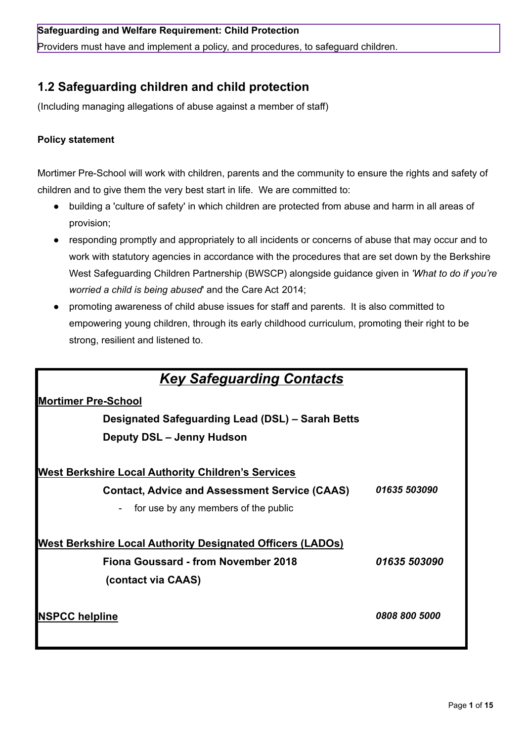**Safeguarding and Welfare Requirement: Child Protection**

Providers must have and implement a policy, and procedures, to safeguard children.

## 1.2 Safeguarding children and child protection

(Including managing allegations of abuse against a member of staff)

#### Policy statement

Mortimer Pre-School will work with children, parents and the community to ensure the rights and safety of children and to give them the very best start in life. We are committed to:

- building a 'culture of safety' in which children are protected from abuse and harm in all areas of provision;
- responding promptly and appropriately to all incidents or concerns of abuse that may occur and to work with statutory agencies in accordance with the procedures that are set down by the Berkshire West Safeguarding Children Partnership (BWSCP) alongside guidance given in *'What to do if you're worried a child is being abused'* and the Care Act 2014;
- promoting awareness of child abuse issues for staff and parents. It is also committed to empowering young children, through its early childhood curriculum, promoting their right to be strong, resilient and listened to.

## ***Key Safeguarding Contacts***

**Mortimer Pre-School**

**Designated Safeguarding Lead (DSL) – Sarah Betts**

**Deputy DSL – Jenny Hudson**

**West Berkshire Local Authority Children's Services**

| | |
|---|---|
| **Contact, Advice and Assessment Service (CAAS)** <br> - for use by any members of the public | ***01635 503090*** |

**West Berkshire Local Authority Designated Officers (LADOs)**

| | |
|---|---|
| **Fiona Goussard - from November 2018** <br> **(contact via CAAS)** | ***01635 503090*** |

| | |
|---|---|
| **NSPCC helpline** | ***0808 800 5000*** |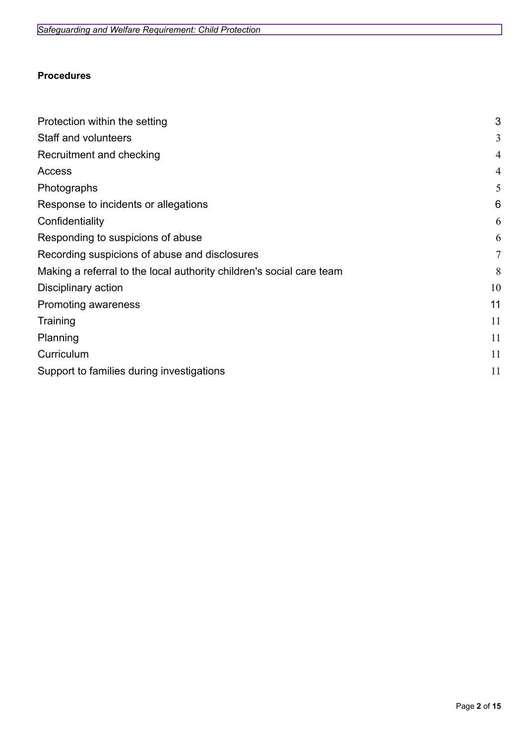**Procedures**

| | |
|---|---|
| Protection within the setting | 3 |
| Staff and volunteers | 3 |
| Recruitment and checking | 4 |
| Access | 4 |
| Photographs | 5 |
| Response to incidents or allegations | 6 |
| Confidentiality | 6 |
| Responding to suspicions of abuse | 6 |
| Recording suspicions of abuse and disclosures | 7 |
| Making a referral to the local authority children's social care team | 8 |
| Disciplinary action | 10 |
| Promoting awareness | 11 |
| Training | 11 |
| Planning | 11 |
| Curriculum | 11 |
| Support to families during investigations | 11 |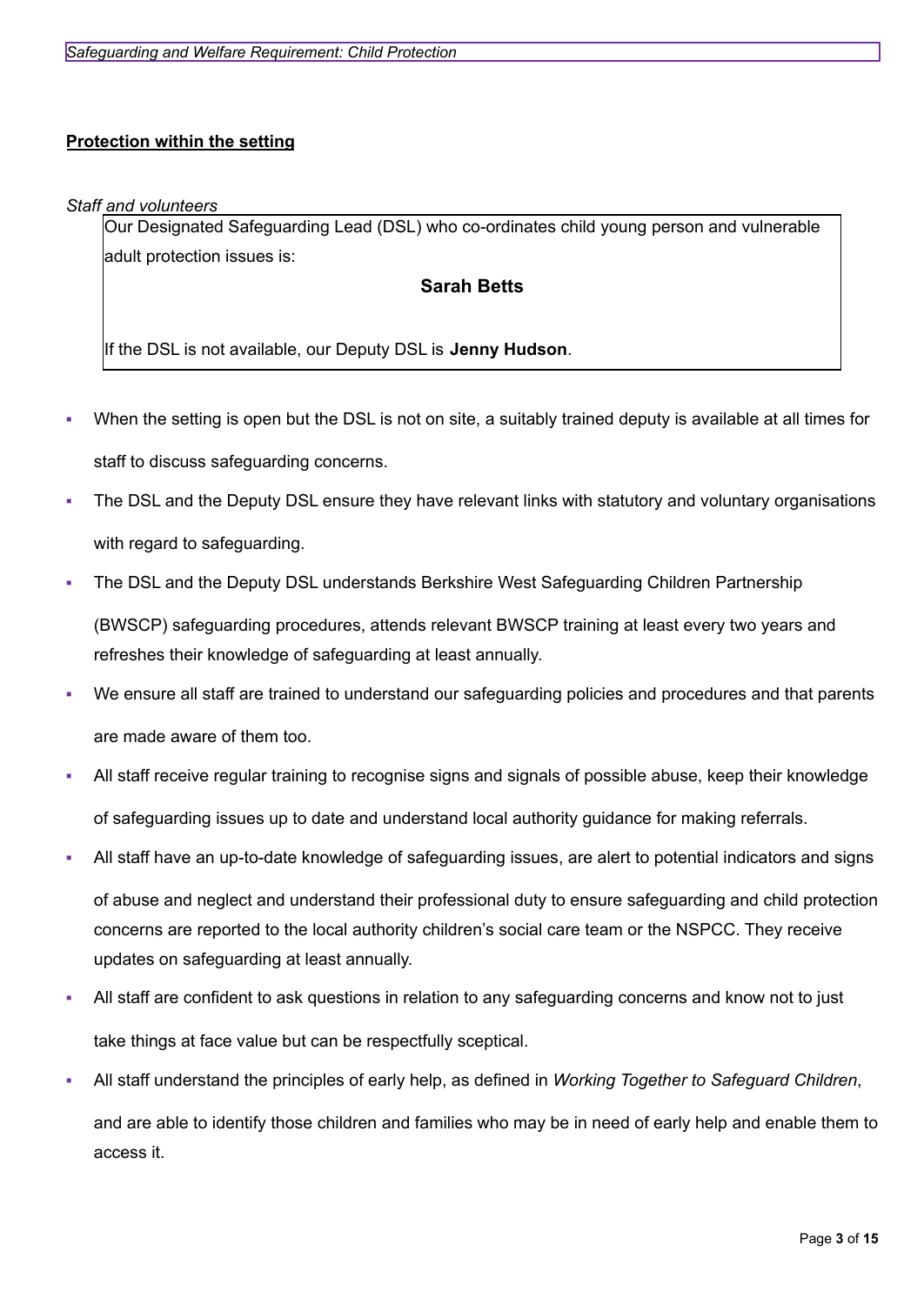**Protection within the setting**

*Staff and volunteers*

Our Designated Safeguarding Lead (DSL) who co-ordinates child young person and vulnerable adult protection issues is:

**Sarah Betts**

If the DSL is not available, our Deputy DSL is **Jenny Hudson**.

- When the setting is open but the DSL is not on site, a suitably trained deputy is available at all times for staff to discuss safeguarding concerns.
- The DSL and the Deputy DSL ensure they have relevant links with statutory and voluntary organisations with regard to safeguarding.
- The DSL and the Deputy DSL understands Berkshire West Safeguarding Children Partnership (BWSCP) safeguarding procedures, attends relevant BWSCP training at least every two years and refreshes their knowledge of safeguarding at least annually.
- We ensure all staff are trained to understand our safeguarding policies and procedures and that parents are made aware of them too.
- All staff receive regular training to recognise signs and signals of possible abuse, keep their knowledge of safeguarding issues up to date and understand local authority guidance for making referrals.
- All staff have an up-to-date knowledge of safeguarding issues, are alert to potential indicators and signs of abuse and neglect and understand their professional duty to ensure safeguarding and child protection concerns are reported to the local authority children's social care team or the NSPCC. They receive updates on safeguarding at least annually.
- All staff are confident to ask questions in relation to any safeguarding concerns and know not to just take things at face value but can be respectfully sceptical.
- All staff understand the principles of early help, as defined in *Working Together to Safeguard Children*, and are able to identify those children and families who may be in need of early help and enable them to access it.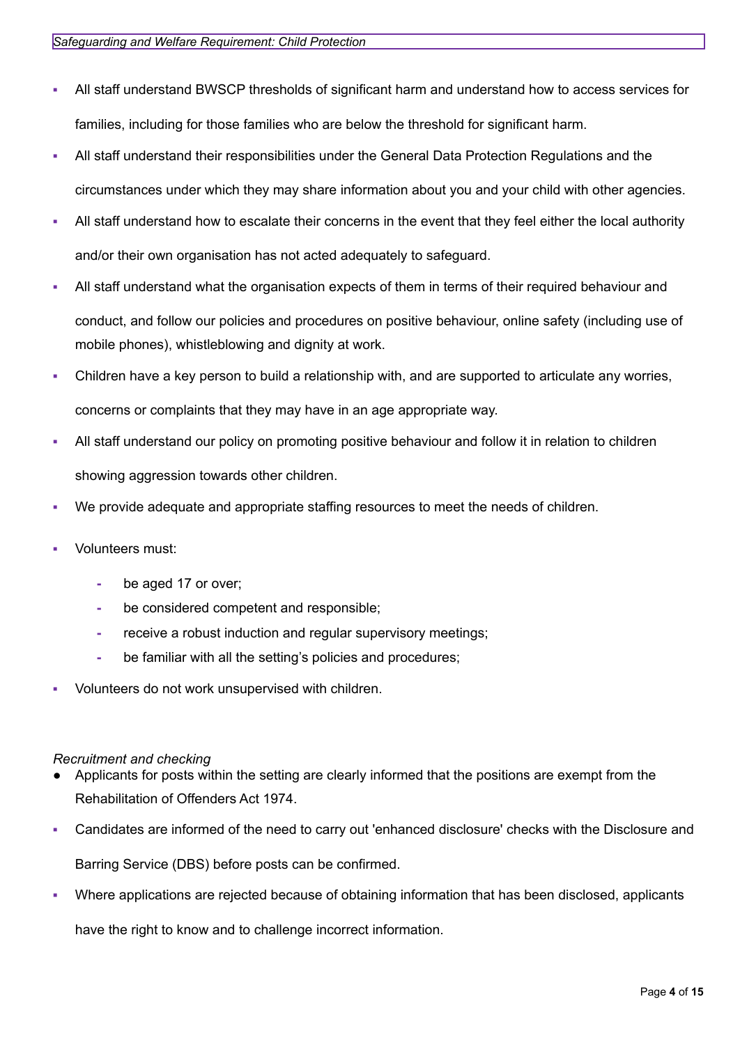- All staff understand BWSCP thresholds of significant harm and understand how to access services for families, including for those families who are below the threshold for significant harm.
- All staff understand their responsibilities under the General Data Protection Regulations and the circumstances under which they may share information about you and your child with other agencies.
- All staff understand how to escalate their concerns in the event that they feel either the local authority and/or their own organisation has not acted adequately to safeguard.
- All staff understand what the organisation expects of them in terms of their required behaviour and conduct, and follow our policies and procedures on positive behaviour, online safety (including use of mobile phones), whistleblowing and dignity at work.
- Children have a key person to build a relationship with, and are supported to articulate any worries, concerns or complaints that they may have in an age appropriate way.
- All staff understand our policy on promoting positive behaviour and follow it in relation to children showing aggression towards other children.
- We provide adequate and appropriate staffing resources to meet the needs of children.
- Volunteers must:
  - be aged 17 or over;
  - be considered competent and responsible;
  - receive a robust induction and regular supervisory meetings;
  - be familiar with all the setting's policies and procedures;
- Volunteers do not work unsupervised with children.

*Recruitment and checking*

- Applicants for posts within the setting are clearly informed that the positions are exempt from the Rehabilitation of Offenders Act 1974.
- Candidates are informed of the need to carry out 'enhanced disclosure' checks with the Disclosure and Barring Service (DBS) before posts can be confirmed.
- Where applications are rejected because of obtaining information that has been disclosed, applicants have the right to know and to challenge incorrect information.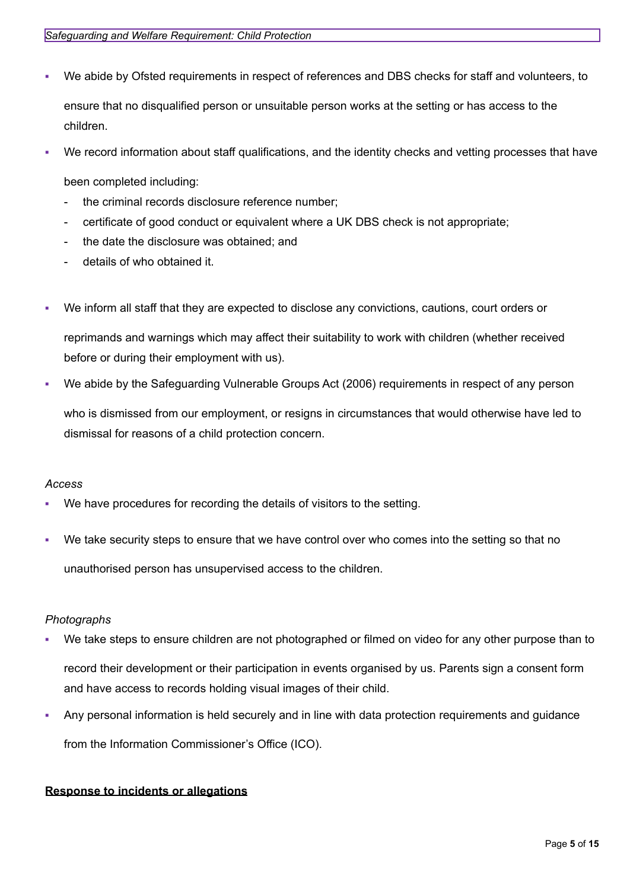- We abide by Ofsted requirements in respect of references and DBS checks for staff and volunteers, to ensure that no disqualified person or unsuitable person works at the setting or has access to the children.
- We record information about staff qualifications, and the identity checks and vetting processes that have been completed including:
  - the criminal records disclosure reference number;
  - certificate of good conduct or equivalent where a UK DBS check is not appropriate;
  - the date the disclosure was obtained; and
  - details of who obtained it.
- We inform all staff that they are expected to disclose any convictions, cautions, court orders or reprimands and warnings which may affect their suitability to work with children (whether received before or during their employment with us).
- We abide by the Safeguarding Vulnerable Groups Act (2006) requirements in respect of any person who is dismissed from our employment, or resigns in circumstances that would otherwise have led to dismissal for reasons of a child protection concern.

*Access*

- We have procedures for recording the details of visitors to the setting.
- We take security steps to ensure that we have control over who comes into the setting so that no unauthorised person has unsupervised access to the children.

*Photographs*

- We take steps to ensure children are not photographed or filmed on video for any other purpose than to record their development or their participation in events organised by us. Parents sign a consent form and have access to records holding visual images of their child.
- Any personal information is held securely and in line with data protection requirements and guidance from the Information Commissioner's Office (ICO).

**Response to incidents or allegations**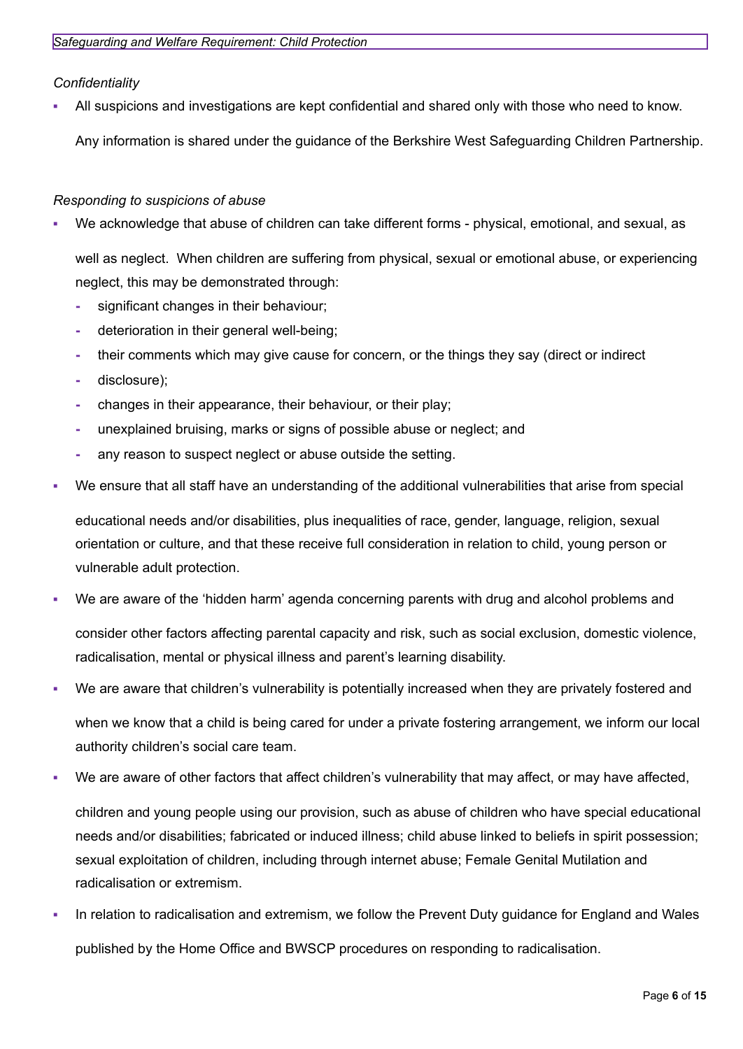*Confidentiality*

- All suspicions and investigations are kept confidential and shared only with those who need to know.

  Any information is shared under the guidance of the Berkshire West Safeguarding Children Partnership.

*Responding to suspicions of abuse*

- We acknowledge that abuse of children can take different forms - physical, emotional, and sexual, as well as neglect. When children are suffering from physical, sexual or emotional abuse, or experiencing neglect, this may be demonstrated through:
  - significant changes in their behaviour;
  - deterioration in their general well-being;
  - their comments which may give cause for concern, or the things they say (direct or indirect
  - disclosure);
  - changes in their appearance, their behaviour, or their play;
  - unexplained bruising, marks or signs of possible abuse or neglect; and
  - any reason to suspect neglect or abuse outside the setting.
- We ensure that all staff have an understanding of the additional vulnerabilities that arise from special educational needs and/or disabilities, plus inequalities of race, gender, language, religion, sexual orientation or culture, and that these receive full consideration in relation to child, young person or vulnerable adult protection.
- We are aware of the 'hidden harm' agenda concerning parents with drug and alcohol problems and consider other factors affecting parental capacity and risk, such as social exclusion, domestic violence, radicalisation, mental or physical illness and parent's learning disability.
- We are aware that children's vulnerability is potentially increased when they are privately fostered and when we know that a child is being cared for under a private fostering arrangement, we inform our local authority children's social care team.
- We are aware of other factors that affect children's vulnerability that may affect, or may have affected, children and young people using our provision, such as abuse of children who have special educational needs and/or disabilities; fabricated or induced illness; child abuse linked to beliefs in spirit possession; sexual exploitation of children, including through internet abuse; Female Genital Mutilation and radicalisation or extremism.
- In relation to radicalisation and extremism, we follow the Prevent Duty guidance for England and Wales published by the Home Office and BWSCP procedures on responding to radicalisation.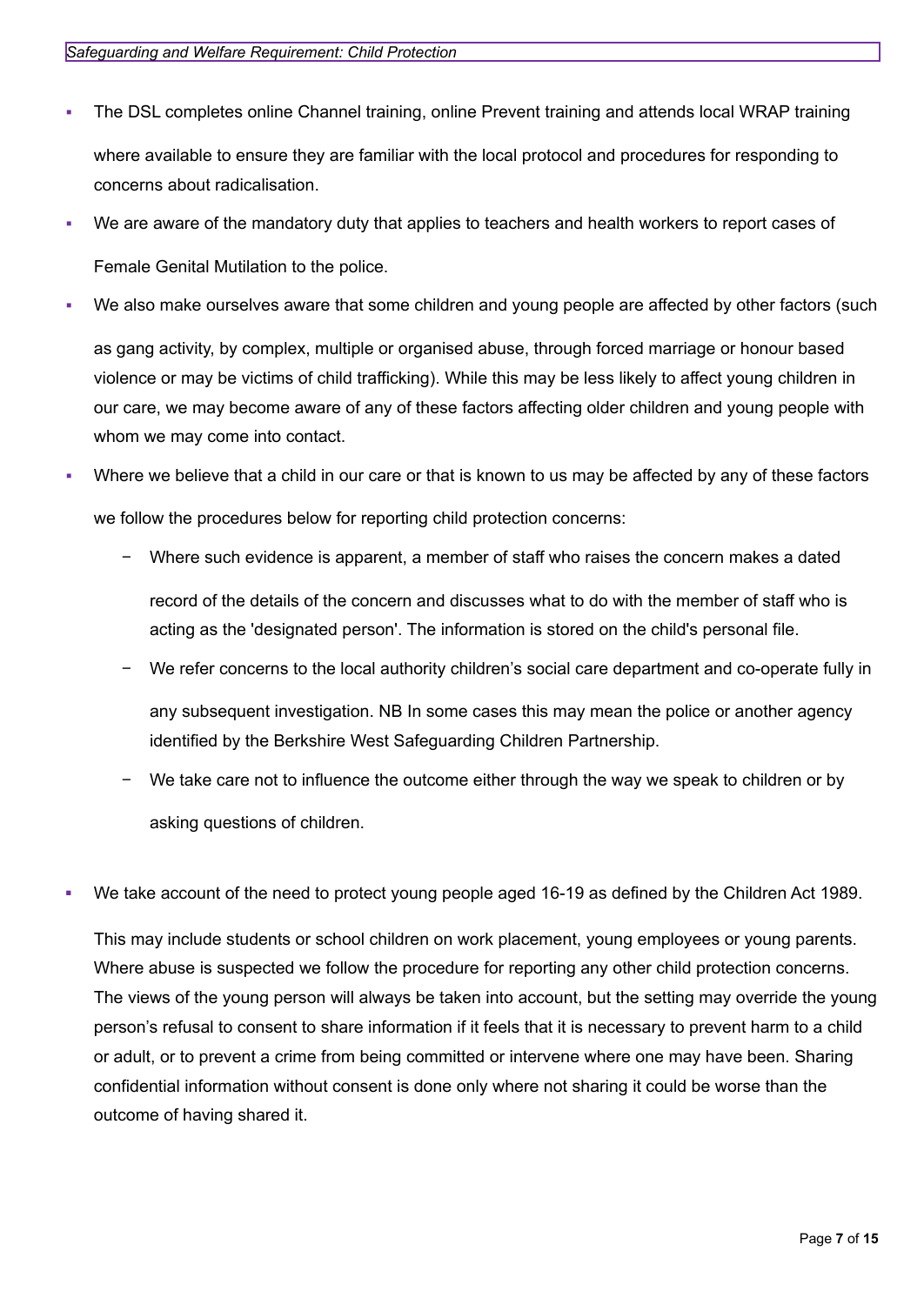- The DSL completes online Channel training, online Prevent training and attends local WRAP training where available to ensure they are familiar with the local protocol and procedures for responding to concerns about radicalisation.
- We are aware of the mandatory duty that applies to teachers and health workers to report cases of Female Genital Mutilation to the police.
- We also make ourselves aware that some children and young people are affected by other factors (such as gang activity, by complex, multiple or organised abuse, through forced marriage or honour based violence or may be victims of child trafficking). While this may be less likely to affect young children in our care, we may become aware of any of these factors affecting older children and young people with whom we may come into contact.
- Where we believe that a child in our care or that is known to us may be affected by any of these factors we follow the procedures below for reporting child protection concerns:
  - Where such evidence is apparent, a member of staff who raises the concern makes a dated record of the details of the concern and discusses what to do with the member of staff who is acting as the 'designated person'. The information is stored on the child's personal file.
  - We refer concerns to the local authority children's social care department and co-operate fully in any subsequent investigation. NB In some cases this may mean the police or another agency identified by the Berkshire West Safeguarding Children Partnership.
  - We take care not to influence the outcome either through the way we speak to children or by asking questions of children.
- We take account of the need to protect young people aged 16-19 as defined by the Children Act 1989.

  This may include students or school children on work placement, young employees or young parents. Where abuse is suspected we follow the procedure for reporting any other child protection concerns. The views of the young person will always be taken into account, but the setting may override the young person's refusal to consent to share information if it feels that it is necessary to prevent harm to a child or adult, or to prevent a crime from being committed or intervene where one may have been. Sharing confidential information without consent is done only where not sharing it could be worse than the outcome of having shared it.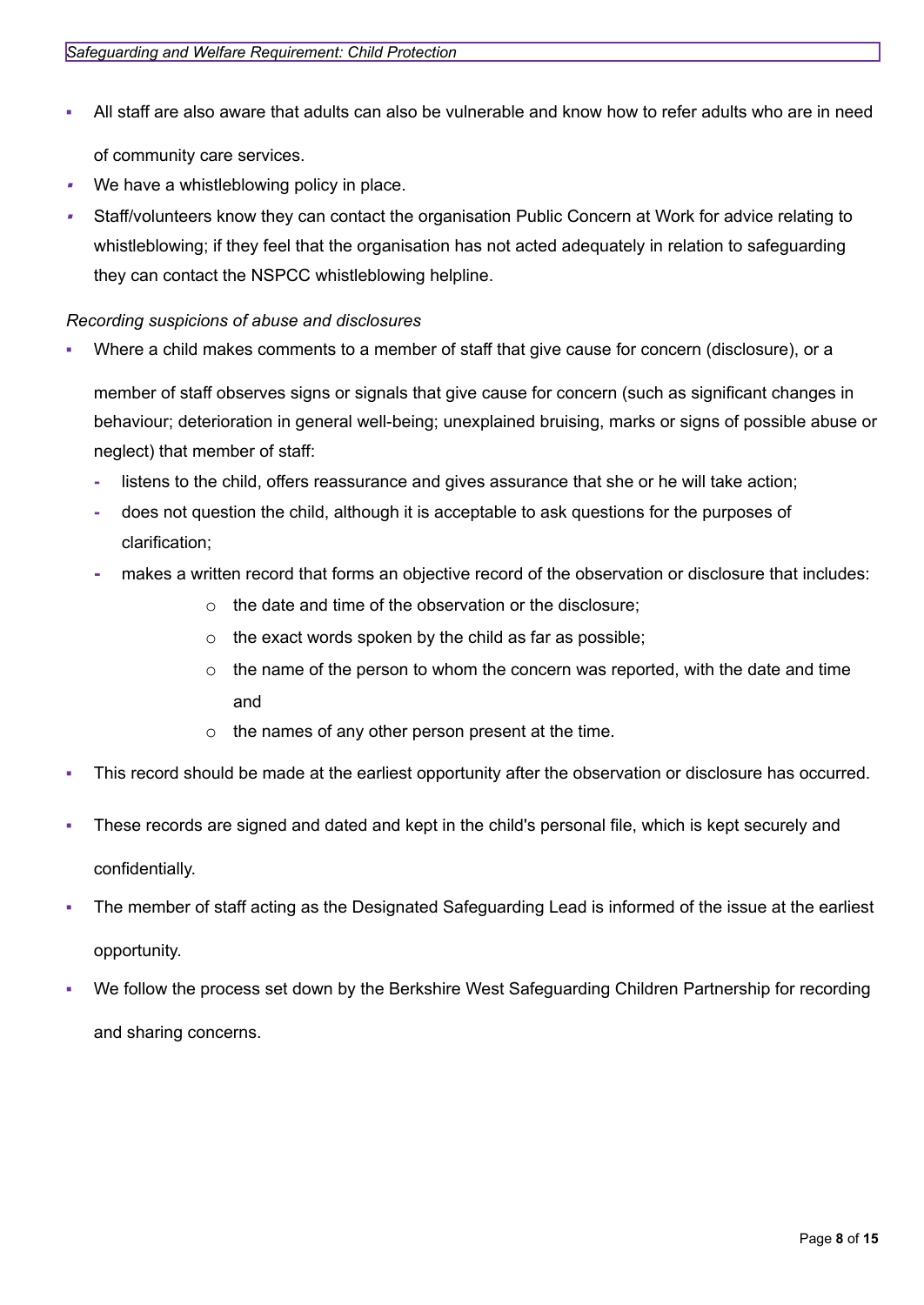- All staff are also aware that adults can also be vulnerable and know how to refer adults who are in need of community care services.
- We have a whistleblowing policy in place.
- Staff/volunteers know they can contact the organisation Public Concern at Work for advice relating to whistleblowing; if they feel that the organisation has not acted adequately in relation to safeguarding they can contact the NSPCC whistleblowing helpline.

*Recording suspicions of abuse and disclosures*

- Where a child makes comments to a member of staff that give cause for concern (disclosure), or a member of staff observes signs or signals that give cause for concern (such as significant changes in behaviour; deterioration in general well-being; unexplained bruising, marks or signs of possible abuse or neglect) that member of staff:
  - listens to the child, offers reassurance and gives assurance that she or he will take action;
  - does not question the child, although it is acceptable to ask questions for the purposes of clarification;
  - makes a written record that forms an objective record of the observation or disclosure that includes:
    - the date and time of the observation or the disclosure;
    - the exact words spoken by the child as far as possible;
    - the name of the person to whom the concern was reported, with the date and time and
    - the names of any other person present at the time.
- This record should be made at the earliest opportunity after the observation or disclosure has occurred.
- These records are signed and dated and kept in the child's personal file, which is kept securely and confidentially.
- The member of staff acting as the Designated Safeguarding Lead is informed of the issue at the earliest opportunity.
- We follow the process set down by the Berkshire West Safeguarding Children Partnership for recording and sharing concerns.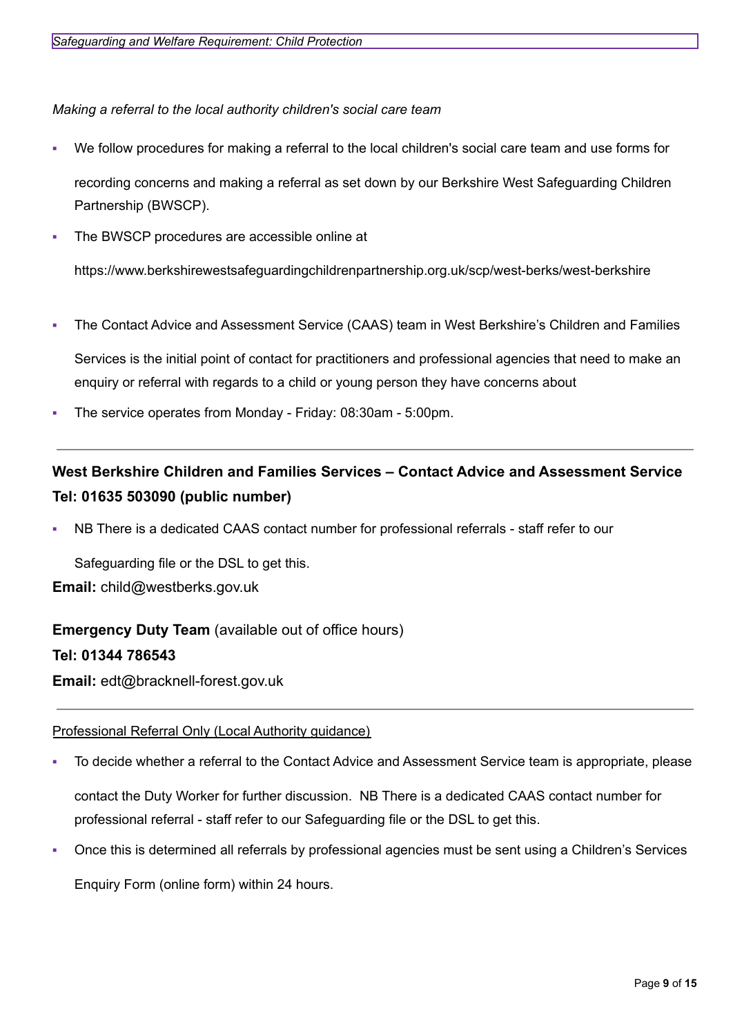*Making a referral to the local authority children's social care team*

- We follow procedures for making a referral to the local children's social care team and use forms for recording concerns and making a referral as set down by our Berkshire West Safeguarding Children Partnership (BWSCP).
- The BWSCP procedures are accessible online at

  https://www.berkshirewestsafeguardingchildrenpartnership.org.uk/scp/west-berks/west-berkshire

- The Contact Advice and Assessment Service (CAAS) team in West Berkshire's Children and Families Services is the initial point of contact for practitioners and professional agencies that need to make an enquiry or referral with regards to a child or young person they have concerns about
- The service operates from Monday - Friday: 08:30am - 5:00pm.

---

**West Berkshire Children and Families Services – Contact Advice and Assessment Service**
**Tel: 01635 503090 (public number)**

- NB There is a dedicated CAAS contact number for professional referrals - staff refer to our Safeguarding file or the DSL to get this.

**Email:** child@westberks.gov.uk

**Emergency Duty Team** (available out of office hours)
**Tel: 01344 786543**
**Email:** edt@bracknell-forest.gov.uk

---

Professional Referral Only (Local Authority guidance)

- To decide whether a referral to the Contact Advice and Assessment Service team is appropriate, please contact the Duty Worker for further discussion. NB There is a dedicated CAAS contact number for professional referral - staff refer to our Safeguarding file or the DSL to get this.
- Once this is determined all referrals by professional agencies must be sent using a Children's Services Enquiry Form (online form) within 24 hours.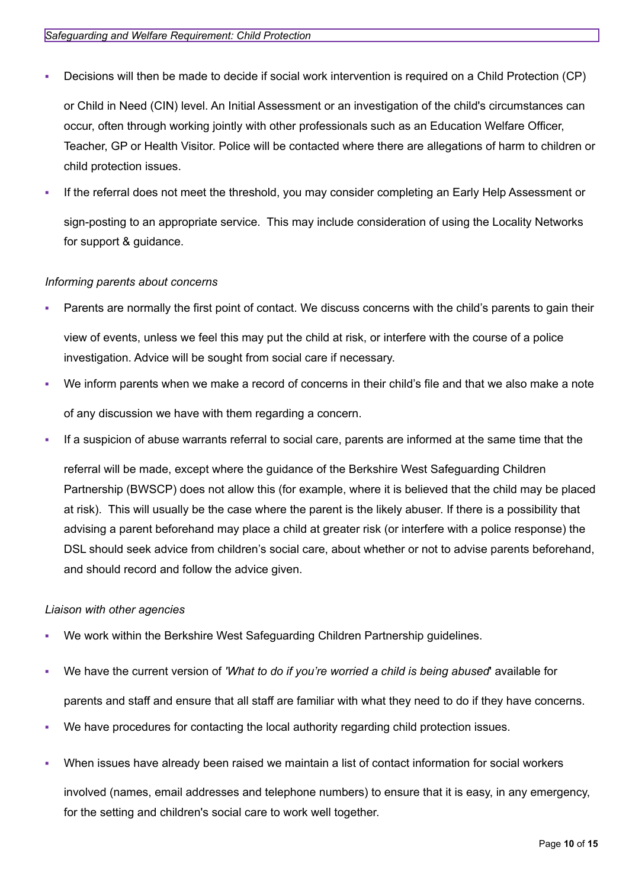- Decisions will then be made to decide if social work intervention is required on a Child Protection (CP) or Child in Need (CIN) level. An Initial Assessment or an investigation of the child's circumstances can occur, often through working jointly with other professionals such as an Education Welfare Officer, Teacher, GP or Health Visitor. Police will be contacted where there are allegations of harm to children or child protection issues.
- If the referral does not meet the threshold, you may consider completing an Early Help Assessment or sign-posting to an appropriate service.  This may include consideration of using the Locality Networks for support & guidance.

*Informing parents about concerns*

- Parents are normally the first point of contact. We discuss concerns with the child's parents to gain their view of events, unless we feel this may put the child at risk, or interfere with the course of a police investigation. Advice will be sought from social care if necessary.
- We inform parents when we make a record of concerns in their child's file and that we also make a note of any discussion we have with them regarding a concern.
- If a suspicion of abuse warrants referral to social care, parents are informed at the same time that the referral will be made, except where the guidance of the Berkshire West Safeguarding Children Partnership (BWSCP) does not allow this (for example, where it is believed that the child may be placed at risk).  This will usually be the case where the parent is the likely abuser. If there is a possibility that advising a parent beforehand may place a child at greater risk (or interfere with a police response) the DSL should seek advice from children's social care, about whether or not to advise parents beforehand, and should record and follow the advice given.

*Liaison with other agencies*

- We work within the Berkshire West Safeguarding Children Partnership guidelines.
- We have the current version of *'What to do if you're worried a child is being abused*' available for parents and staff and ensure that all staff are familiar with what they need to do if they have concerns.
- We have procedures for contacting the local authority regarding child protection issues.
- When issues have already been raised we maintain a list of contact information for social workers involved (names, email addresses and telephone numbers) to ensure that it is easy, in any emergency, for the setting and children's social care to work well together.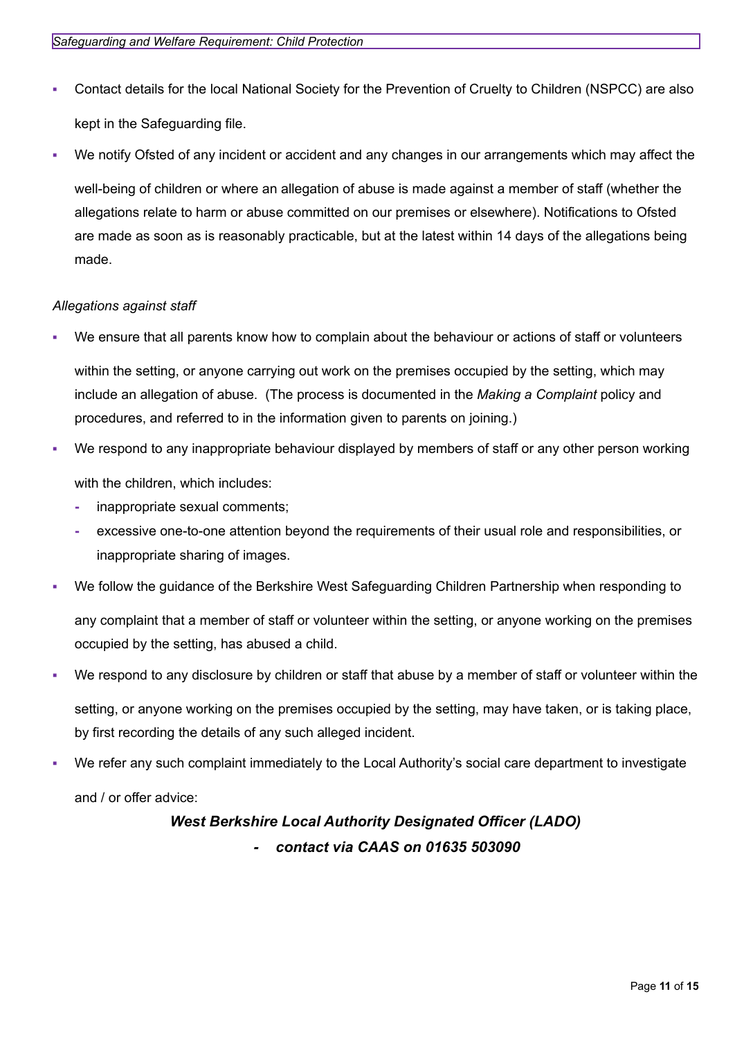- Contact details for the local National Society for the Prevention of Cruelty to Children (NSPCC) are also kept in the Safeguarding file.
- We notify Ofsted of any incident or accident and any changes in our arrangements which may affect the well-being of children or where an allegation of abuse is made against a member of staff (whether the allegations relate to harm or abuse committed on our premises or elsewhere). Notifications to Ofsted are made as soon as is reasonably practicable, but at the latest within 14 days of the allegations being made.

*Allegations against staff*

- We ensure that all parents know how to complain about the behaviour or actions of staff or volunteers within the setting, or anyone carrying out work on the premises occupied by the setting, which may include an allegation of abuse. (The process is documented in the *Making a Complaint* policy and procedures, and referred to in the information given to parents on joining.)
- We respond to any inappropriate behaviour displayed by members of staff or any other person working with the children, which includes:
  - inappropriate sexual comments;
  - excessive one-to-one attention beyond the requirements of their usual role and responsibilities, or inappropriate sharing of images.
- We follow the guidance of the Berkshire West Safeguarding Children Partnership when responding to any complaint that a member of staff or volunteer within the setting, or anyone working on the premises occupied by the setting, has abused a child.
- We respond to any disclosure by children or staff that abuse by a member of staff or volunteer within the setting, or anyone working on the premises occupied by the setting, may have taken, or is taking place, by first recording the details of any such alleged incident.
- We refer any such complaint immediately to the Local Authority's social care department to investigate and / or offer advice:

***West Berkshire Local Authority Designated Officer (LADO)***

***- contact via CAAS on 01635 503090***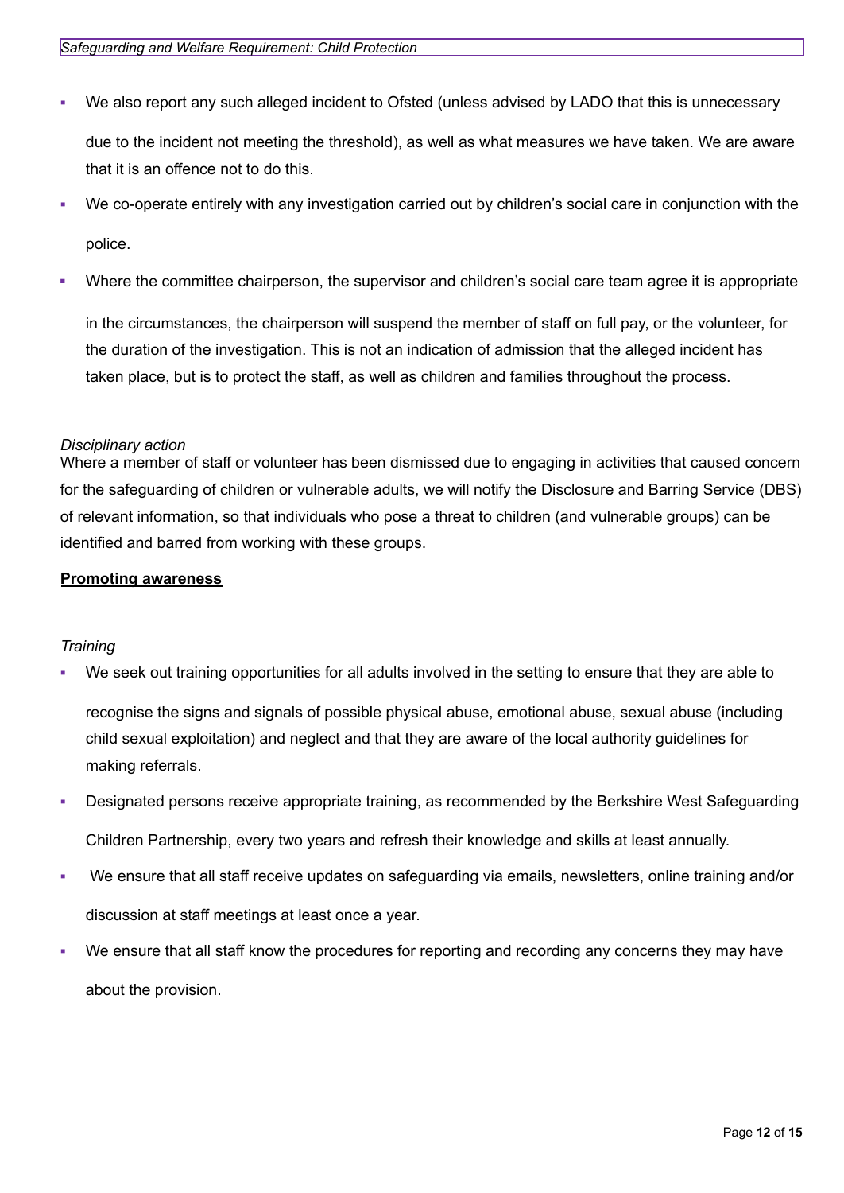- We also report any such alleged incident to Ofsted (unless advised by LADO that this is unnecessary due to the incident not meeting the threshold), as well as what measures we have taken. We are aware that it is an offence not to do this.
- We co-operate entirely with any investigation carried out by children's social care in conjunction with the police.
- Where the committee chairperson, the supervisor and children's social care team agree it is appropriate in the circumstances, the chairperson will suspend the member of staff on full pay, or the volunteer, for the duration of the investigation. This is not an indication of admission that the alleged incident has taken place, but is to protect the staff, as well as children and families throughout the process.

*Disciplinary action*

Where a member of staff or volunteer has been dismissed due to engaging in activities that caused concern for the safeguarding of children or vulnerable adults, we will notify the Disclosure and Barring Service (DBS) of relevant information, so that individuals who pose a threat to children (and vulnerable groups) can be identified and barred from working with these groups.

**Promoting awareness**

*Training*

- We seek out training opportunities for all adults involved in the setting to ensure that they are able to recognise the signs and signals of possible physical abuse, emotional abuse, sexual abuse (including child sexual exploitation) and neglect and that they are aware of the local authority guidelines for making referrals.
- Designated persons receive appropriate training, as recommended by the Berkshire West Safeguarding Children Partnership, every two years and refresh their knowledge and skills at least annually.
- We ensure that all staff receive updates on safeguarding via emails, newsletters, online training and/or discussion at staff meetings at least once a year.
- We ensure that all staff know the procedures for reporting and recording any concerns they may have about the provision.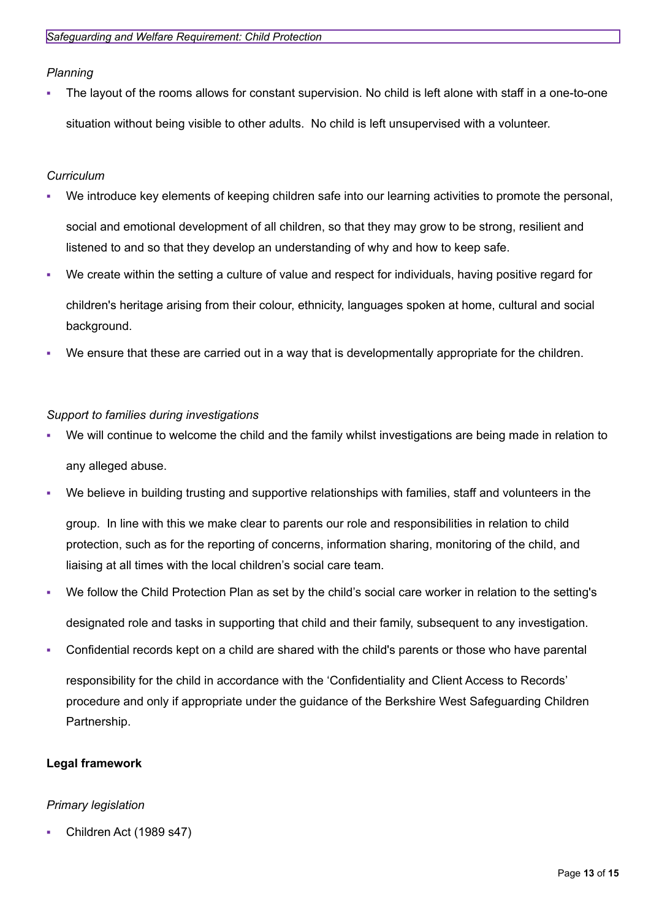*Planning*

- The layout of the rooms allows for constant supervision. No child is left alone with staff in a one-to-one situation without being visible to other adults. No child is left unsupervised with a volunteer.

*Curriculum*

- We introduce key elements of keeping children safe into our learning activities to promote the personal, social and emotional development of all children, so that they may grow to be strong, resilient and listened to and so that they develop an understanding of why and how to keep safe.
- We create within the setting a culture of value and respect for individuals, having positive regard for children's heritage arising from their colour, ethnicity, languages spoken at home, cultural and social background.
- We ensure that these are carried out in a way that is developmentally appropriate for the children.

*Support to families during investigations*

- We will continue to welcome the child and the family whilst investigations are being made in relation to any alleged abuse.
- We believe in building trusting and supportive relationships with families, staff and volunteers in the group. In line with this we make clear to parents our role and responsibilities in relation to child protection, such as for the reporting of concerns, information sharing, monitoring of the child, and liaising at all times with the local children's social care team.
- We follow the Child Protection Plan as set by the child's social care worker in relation to the setting's designated role and tasks in supporting that child and their family, subsequent to any investigation.
- Confidential records kept on a child are shared with the child's parents or those who have parental responsibility for the child in accordance with the 'Confidentiality and Client Access to Records' procedure and only if appropriate under the guidance of the Berkshire West Safeguarding Children Partnership.

**Legal framework**

*Primary legislation*

- Children Act (1989 s47)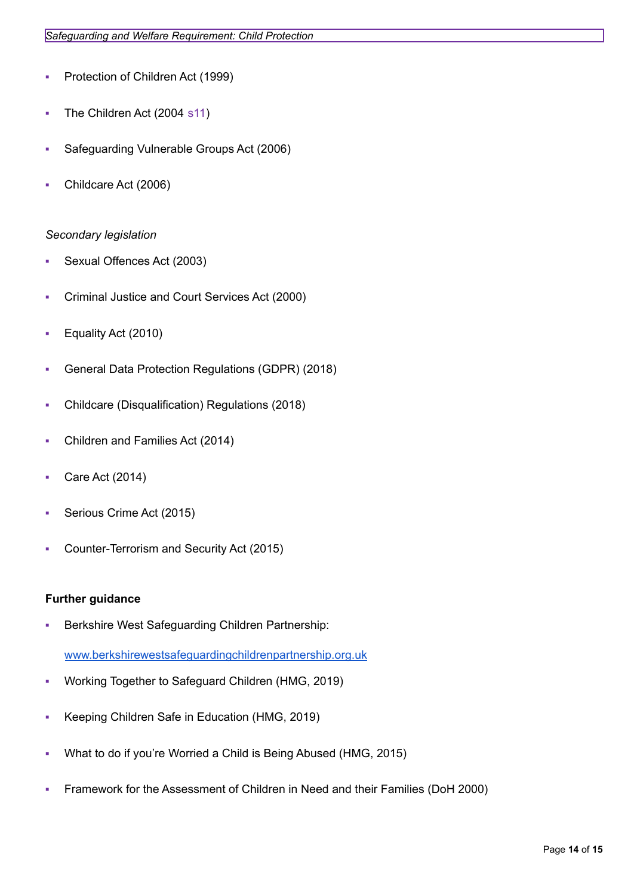- Protection of Children Act (1999)
- The Children Act (2004 s11)
- Safeguarding Vulnerable Groups Act (2006)
- Childcare Act (2006)

*Secondary legislation*

- Sexual Offences Act (2003)
- Criminal Justice and Court Services Act (2000)
- Equality Act (2010)
- General Data Protection Regulations (GDPR) (2018)
- Childcare (Disqualification) Regulations (2018)
- Children and Families Act (2014)
- Care Act (2014)
- Serious Crime Act (2015)
- Counter-Terrorism and Security Act (2015)

**Further guidance**

- Berkshire West Safeguarding Children Partnership:

  www.berkshirewestsafeguardingchildrenpartnership.org.uk
- Working Together to Safeguard Children (HMG, 2019)
- Keeping Children Safe in Education (HMG, 2019)
- What to do if you're Worried a Child is Being Abused (HMG, 2015)
- Framework for the Assessment of Children in Need and their Families (DoH 2000)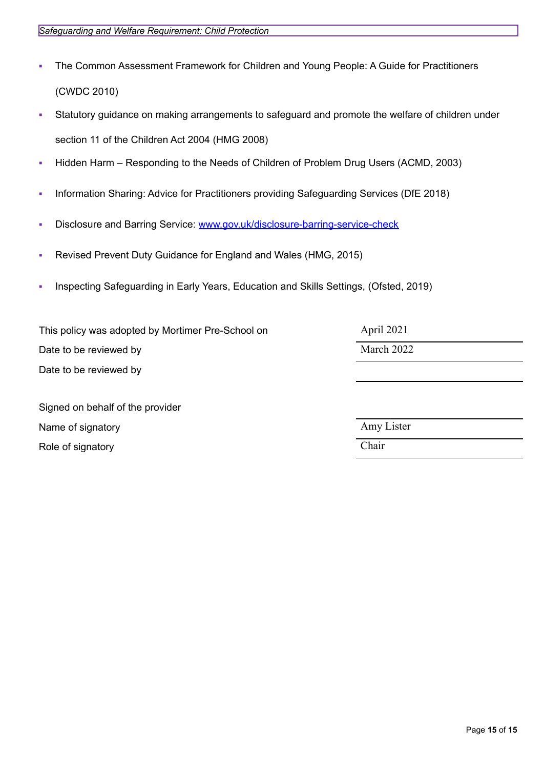- The Common Assessment Framework for Children and Young People: A Guide for Practitioners (CWDC 2010)
- Statutory guidance on making arrangements to safeguard and promote the welfare of children under section 11 of the Children Act 2004 (HMG 2008)
- Hidden Harm – Responding to the Needs of Children of Problem Drug Users (ACMD, 2003)
- Information Sharing: Advice for Practitioners providing Safeguarding Services (DfE 2018)
- Disclosure and Barring Service: [www.gov.uk/disclosure-barring-service-check](http://www.gov.uk/disclosure-barring-service-check)
- Revised Prevent Duty Guidance for England and Wales (HMG, 2015)
- Inspecting Safeguarding in Early Years, Education and Skills Settings, (Ofsted, 2019)

| | |
|---|---|
| This policy was adopted by Mortimer Pre-School on | April 2021 |
| Date to be reviewed by | March 2022 |
| Date to be reviewed by | |
| | |
| Signed on behalf of the provider | |
| Name of signatory | Amy Lister |
| Role of signatory | Chair |